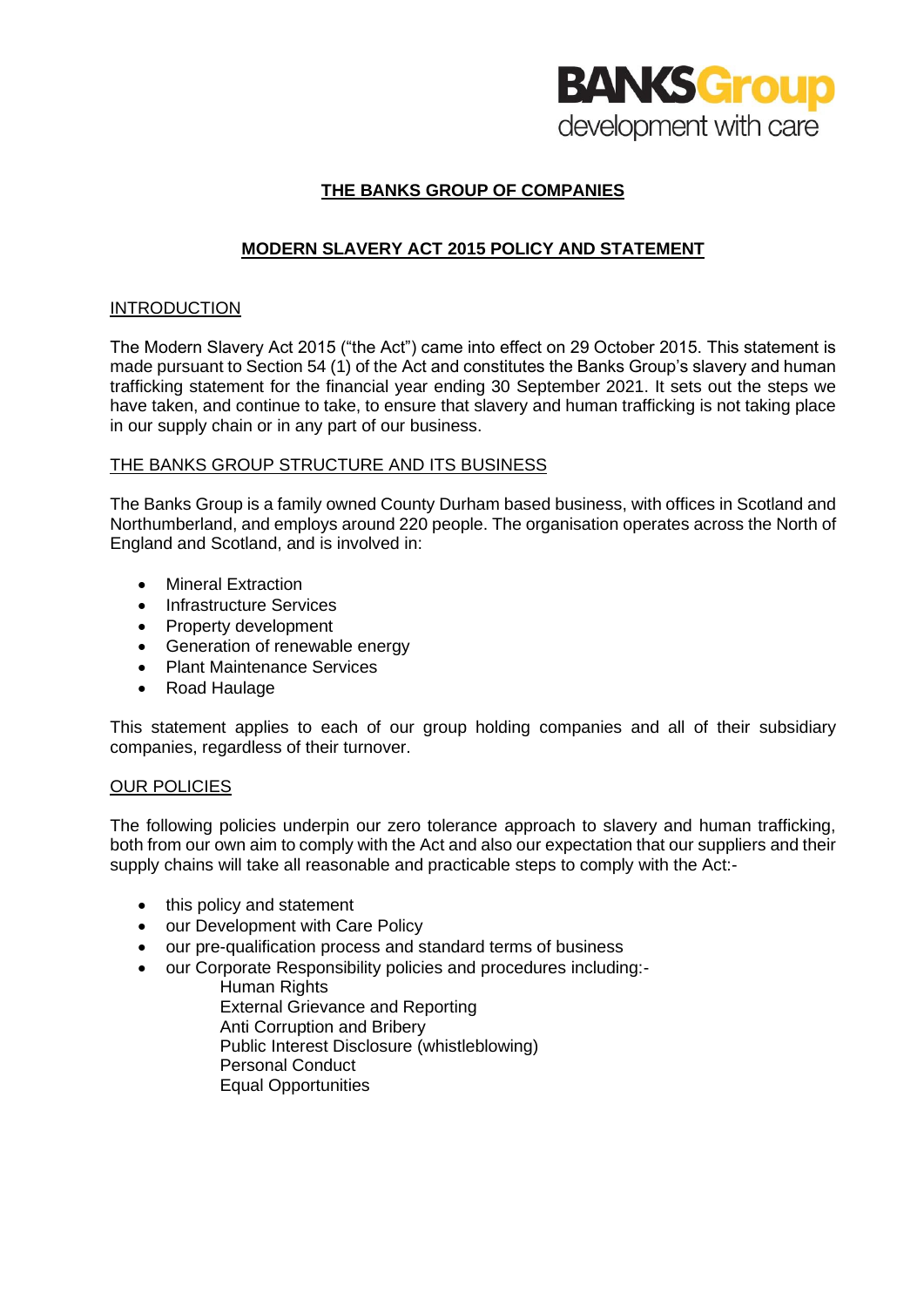BANKS Group
development with care

# THE BANKS GROUP OF COMPANIES

## MODERN SLAVERY ACT 2015 POLICY AND STATEMENT

### INTRODUCTION

The Modern Slavery Act 2015 ("the Act") came into effect on 29 October 2015. This statement is made pursuant to Section 54 (1) of the Act and constitutes the Banks Group's slavery and human trafficking statement for the financial year ending 30 September 2021. It sets out the steps we have taken, and continue to take, to ensure that slavery and human trafficking is not taking place in our supply chain or in any part of our business.

### THE BANKS GROUP STRUCTURE AND ITS BUSINESS

The Banks Group is a family owned County Durham based business, with offices in Scotland and Northumberland, and employs around 220 people. The organisation operates across the North of England and Scotland, and is involved in:

- Mineral Extraction
- Infrastructure Services
- Property development
- Generation of renewable energy
- Plant Maintenance Services
- Road Haulage

This statement applies to each of our group holding companies and all of their subsidiary companies, regardless of their turnover.

### OUR POLICIES

The following policies underpin our zero tolerance approach to slavery and human trafficking, both from our own aim to comply with the Act and also our expectation that our suppliers and their supply chains will take all reasonable and practicable steps to comply with the Act:-

- this policy and statement
- our Development with Care Policy
- our pre-qualification process and standard terms of business
- our Corporate Responsibility policies and procedures including:-
  - Human Rights
  - External Grievance and Reporting
  - Anti Corruption and Bribery
  - Public Interest Disclosure (whistleblowing)
  - Personal Conduct
  - Equal Opportunities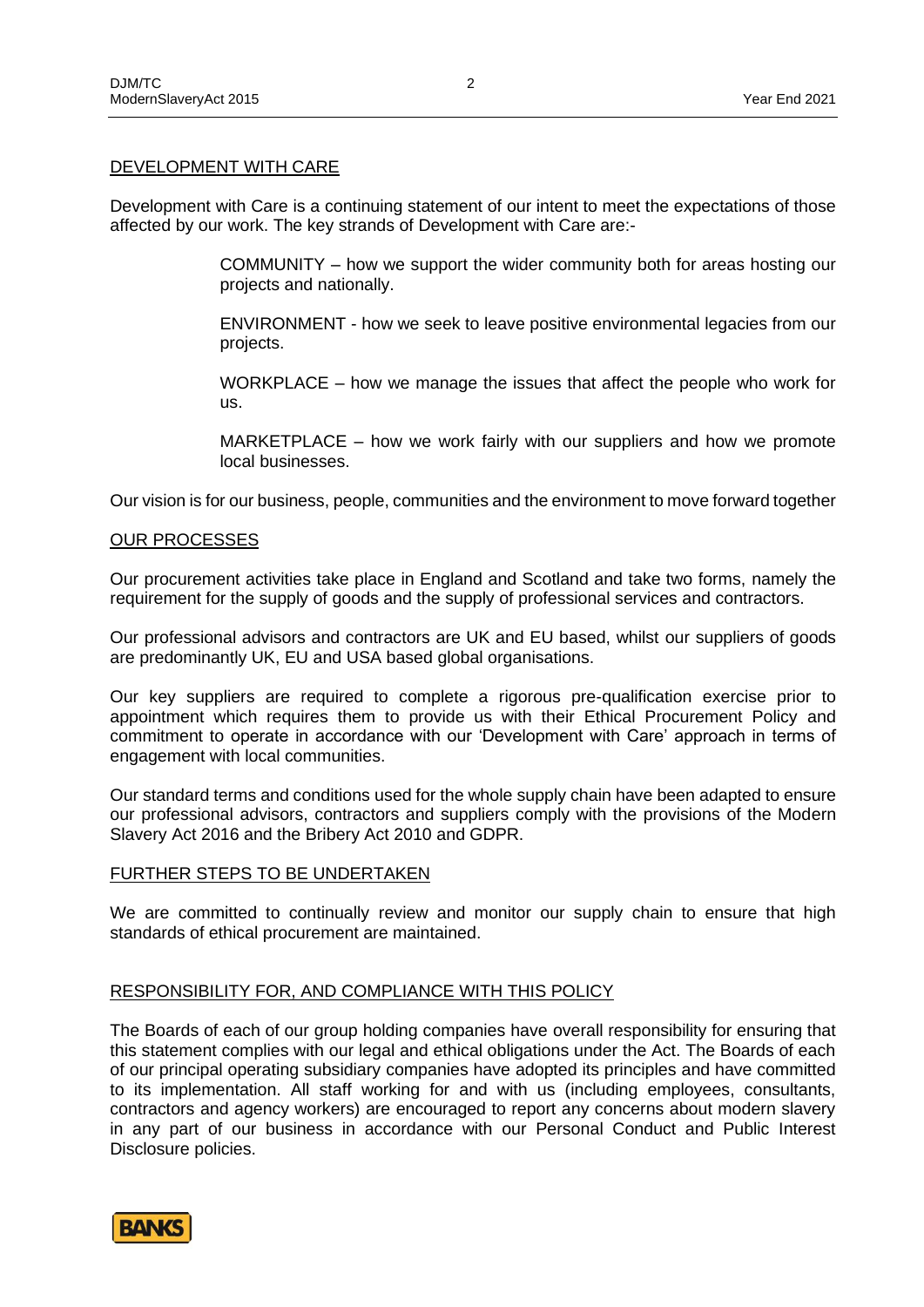## DEVELOPMENT WITH CARE

Development with Care is a continuing statement of our intent to meet the expectations of those affected by our work. The key strands of Development with Care are:-

> COMMUNITY – how we support the wider community both for areas hosting our projects and nationally.
>
> ENVIRONMENT - how we seek to leave positive environmental legacies from our projects.
>
> WORKPLACE – how we manage the issues that affect the people who work for us.
>
> MARKETPLACE – how we work fairly with our suppliers and how we promote local businesses.

Our vision is for our business, people, communities and the environment to move forward together

## OUR PROCESSES

Our procurement activities take place in England and Scotland and take two forms, namely the requirement for the supply of goods and the supply of professional services and contractors.

Our professional advisors and contractors are UK and EU based, whilst our suppliers of goods are predominantly UK, EU and USA based global organisations.

Our key suppliers are required to complete a rigorous pre-qualification exercise prior to appointment which requires them to provide us with their Ethical Procurement Policy and commitment to operate in accordance with our 'Development with Care' approach in terms of engagement with local communities.

Our standard terms and conditions used for the whole supply chain have been adapted to ensure our professional advisors, contractors and suppliers comply with the provisions of the Modern Slavery Act 2016 and the Bribery Act 2010 and GDPR.

## FURTHER STEPS TO BE UNDERTAKEN

We are committed to continually review and monitor our supply chain to ensure that high standards of ethical procurement are maintained.

## RESPONSIBILITY FOR, AND COMPLIANCE WITH THIS POLICY

The Boards of each of our group holding companies have overall responsibility for ensuring that this statement complies with our legal and ethical obligations under the Act. The Boards of each of our principal operating subsidiary companies have adopted its principles and have committed to its implementation. All staff working for and with us (including employees, consultants, contractors and agency workers) are encouraged to report any concerns about modern slavery in any part of our business in accordance with our Personal Conduct and Public Interest Disclosure policies.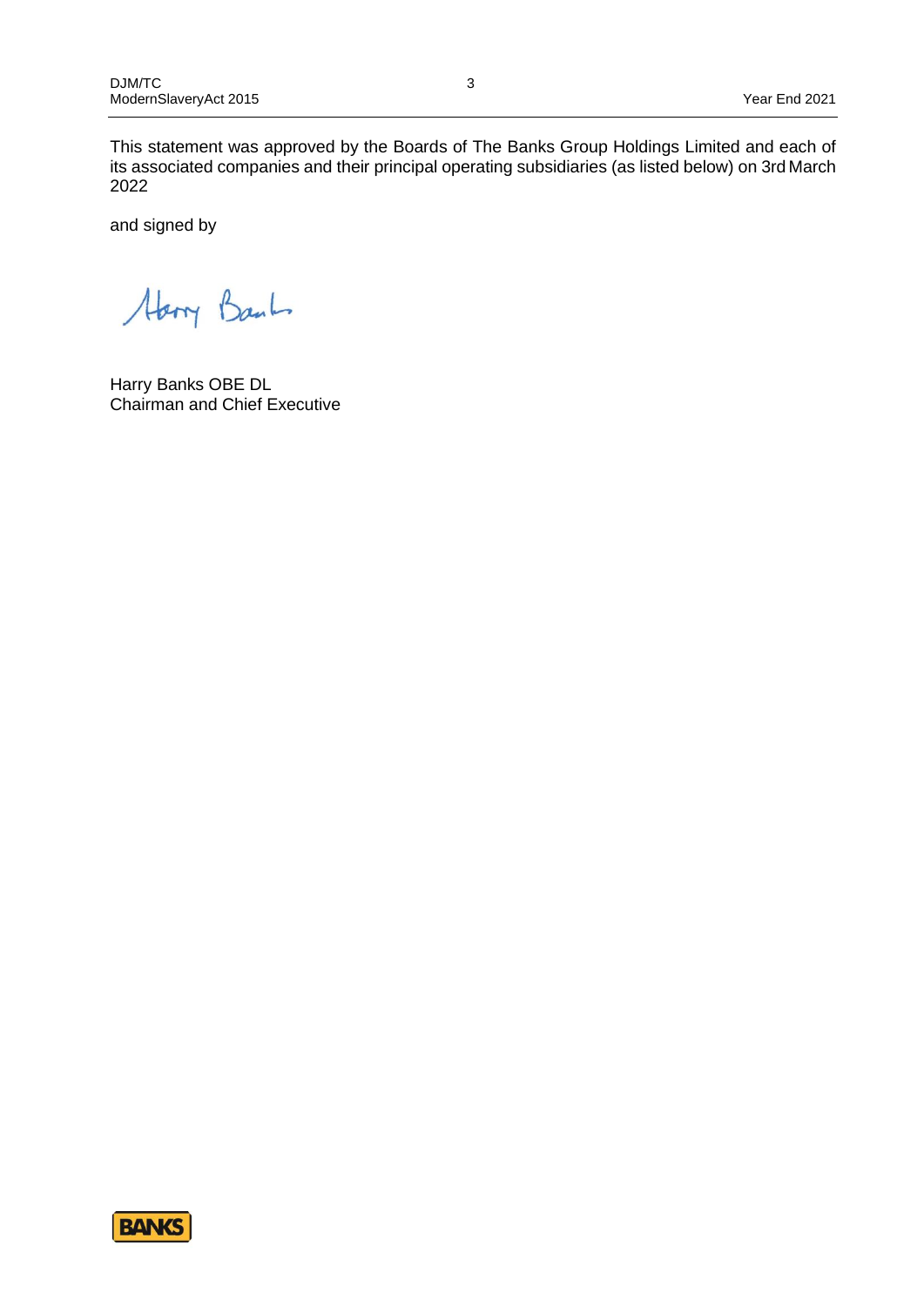This statement was approved by the Boards of The Banks Group Holdings Limited and each of its associated companies and their principal operating subsidiaries (as listed below) on 3rd March 2022

and signed by

Harry Banks OBE DL
Chairman and Chief Executive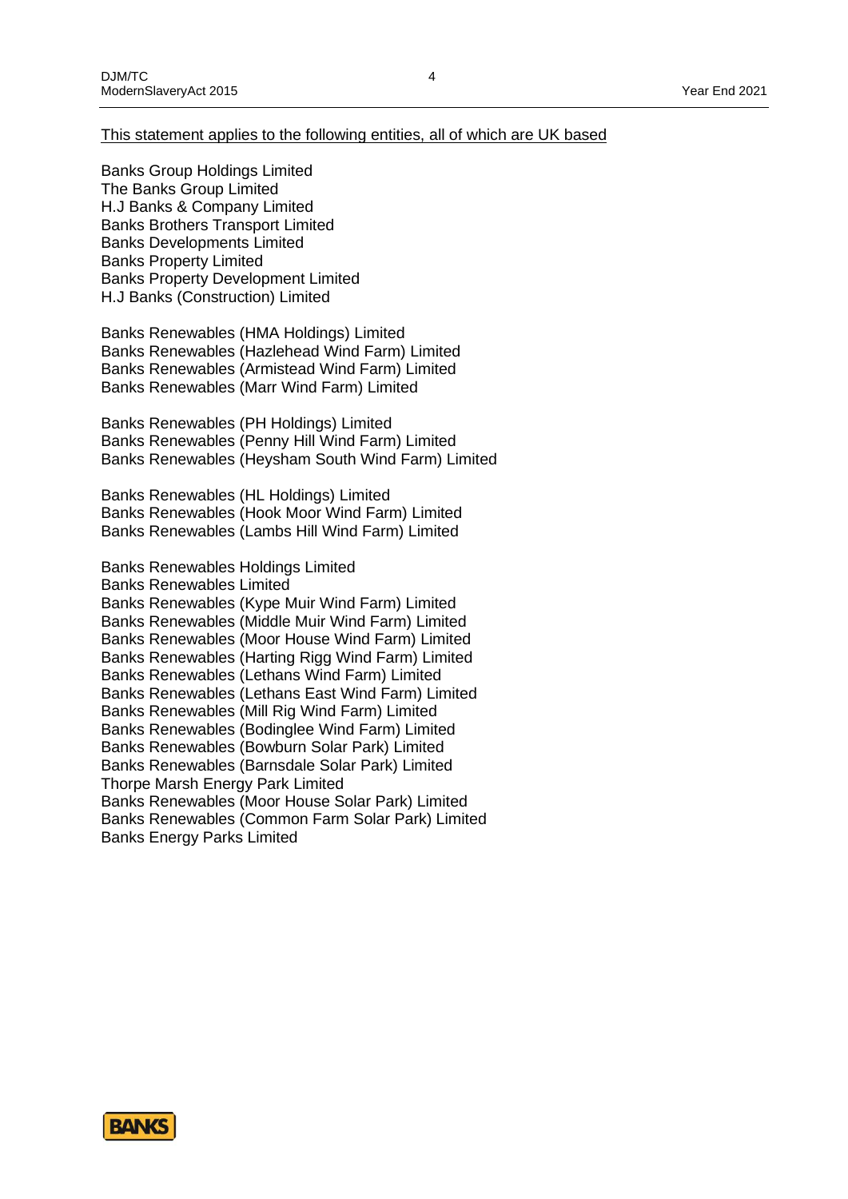<u>This statement applies to the following entities, all of which are UK based</u>

Banks Group Holdings Limited
The Banks Group Limited
H.J Banks & Company Limited
Banks Brothers Transport Limited
Banks Developments Limited
Banks Property Limited
Banks Property Development Limited
H.J Banks (Construction) Limited

Banks Renewables (HMA Holdings) Limited
Banks Renewables (Hazlehead Wind Farm) Limited
Banks Renewables (Armistead Wind Farm) Limited
Banks Renewables (Marr Wind Farm) Limited

Banks Renewables (PH Holdings) Limited
Banks Renewables (Penny Hill Wind Farm) Limited
Banks Renewables (Heysham South Wind Farm) Limited

Banks Renewables (HL Holdings) Limited
Banks Renewables (Hook Moor Wind Farm) Limited
Banks Renewables (Lambs Hill Wind Farm) Limited

Banks Renewables Holdings Limited
Banks Renewables Limited
Banks Renewables (Kype Muir Wind Farm) Limited
Banks Renewables (Middle Muir Wind Farm) Limited
Banks Renewables (Moor House Wind Farm) Limited
Banks Renewables (Harting Rigg Wind Farm) Limited
Banks Renewables (Lethans Wind Farm) Limited
Banks Renewables (Lethans East Wind Farm) Limited
Banks Renewables (Mill Rig Wind Farm) Limited
Banks Renewables (Bodinglee Wind Farm) Limited
Banks Renewables (Bowburn Solar Park) Limited
Banks Renewables (Barnsdale Solar Park) Limited
Thorpe Marsh Energy Park Limited
Banks Renewables (Moor House Solar Park) Limited
Banks Renewables (Common Farm Solar Park) Limited
Banks Energy Parks Limited